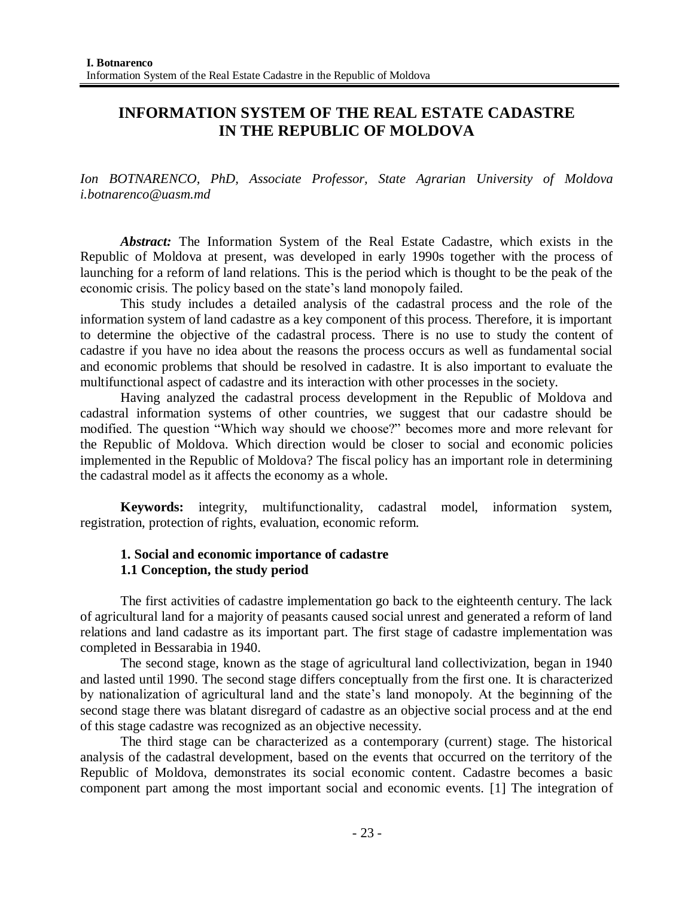# INFORMATION SYSTEM OF THE REAL ESTATE CADASTRE IN THE REPUBLIC OF MOLDOVA

*Ion BOTNARENCO, PhD, Associate Professor, State Agrarian University of Moldova i.botnarenco@uasm.md*

***Abstract:*** The Information System of the Real Estate Cadastre, which exists in the Republic of Moldova at present, was developed in early 1990s together with the process of launching for a reform of land relations. This is the period which is thought to be the peak of the economic crisis. The policy based on the state's land monopoly failed.

This study includes a detailed analysis of the cadastral process and the role of the information system of land cadastre as a key component of this process. Therefore, it is important to determine the objective of the cadastral process. There is no use to study the content of cadastre if you have no idea about the reasons the process occurs as well as fundamental social and economic problems that should be resolved in cadastre. It is also important to evaluate the multifunctional aspect of cadastre and its interaction with other processes in the society.

Having analyzed the cadastral process development in the Republic of Moldova and cadastral information systems of other countries, we suggest that our cadastre should be modified. The question "Which way should we choose?" becomes more and more relevant for the Republic of Moldova. Which direction would be closer to social and economic policies implemented in the Republic of Moldova? The fiscal policy has an important role in determining the cadastral model as it affects the economy as a whole.

**Keywords:** integrity, multifunctionality, cadastral model, information system, registration, protection of rights, evaluation, economic reform.

## 1. Social and economic importance of cadastre

### 1.1 Conception, the study period

The first activities of cadastre implementation go back to the eighteenth century. The lack of agricultural land for a majority of peasants caused social unrest and generated a reform of land relations and land cadastre as its important part. The first stage of cadastre implementation was completed in Bessarabia in 1940.

The second stage, known as the stage of agricultural land collectivization, began in 1940 and lasted until 1990. The second stage differs conceptually from the first one. It is characterized by nationalization of agricultural land and the state's land monopoly. At the beginning of the second stage there was blatant disregard of cadastre as an objective social process and at the end of this stage cadastre was recognized as an objective necessity.

The third stage can be characterized as a contemporary (current) stage. The historical analysis of the cadastral development, based on the events that occurred on the territory of the Republic of Moldova, demonstrates its social economic content. Cadastre becomes a basic component part among the most important social and economic events. [1] The integration of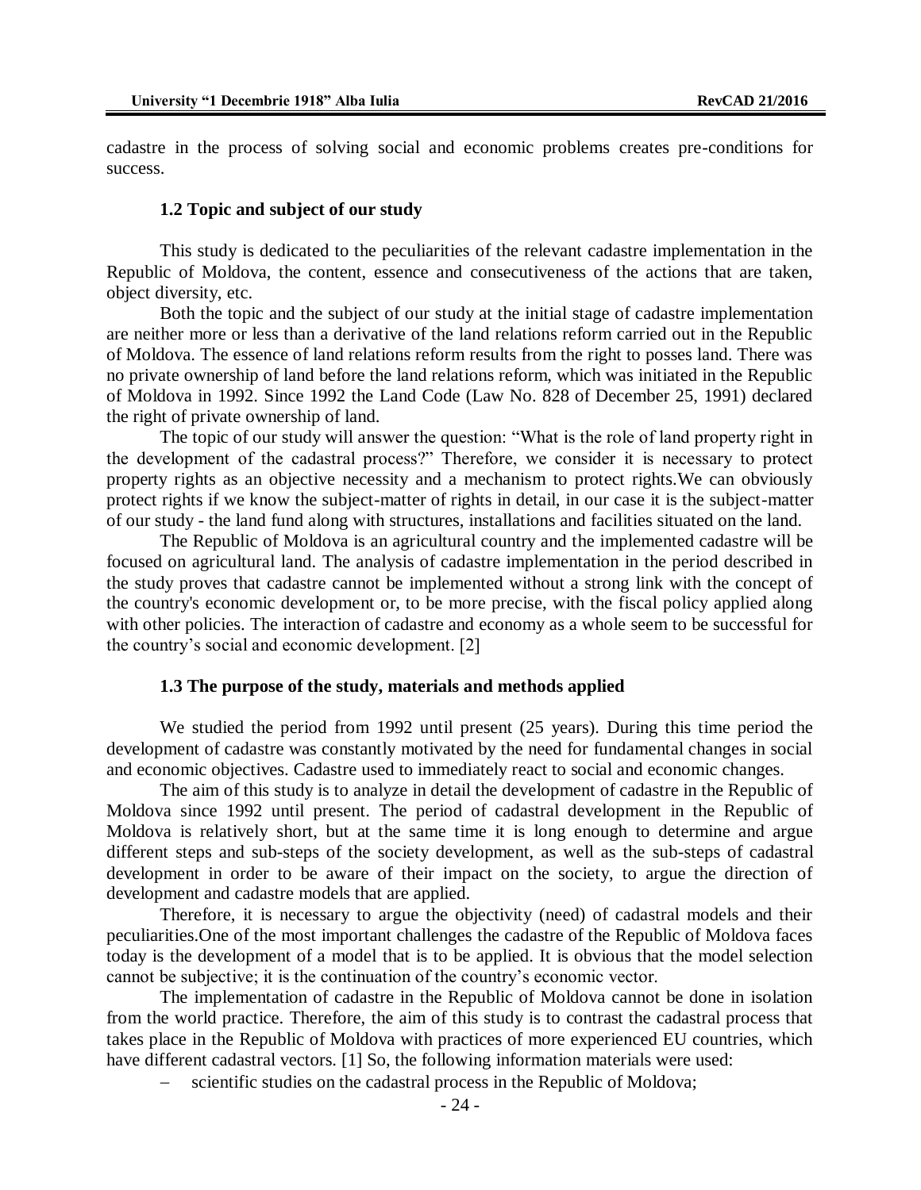cadastre in the process of solving social and economic problems creates pre-conditions for success.

### 1.2 Topic and subject of our study

This study is dedicated to the peculiarities of the relevant cadastre implementation in the Republic of Moldova, the content, essence and consecutiveness of the actions that are taken, object diversity, etc.

Both the topic and the subject of our study at the initial stage of cadastre implementation are neither more or less than a derivative of the land relations reform carried out in the Republic of Moldova. The essence of land relations reform results from the right to posses land. There was no private ownership of land before the land relations reform, which was initiated in the Republic of Moldova in 1992. Since 1992 the Land Code (Law No. 828 of December 25, 1991) declared the right of private ownership of land.

The topic of our study will answer the question: "What is the role of land property right in the development of the cadastral process?" Therefore, we consider it is necessary to protect property rights as an objective necessity and a mechanism to protect rights.We can obviously protect rights if we know the subject-matter of rights in detail, in our case it is the subject-matter of our study - the land fund along with structures, installations and facilities situated on the land.

The Republic of Moldova is an agricultural country and the implemented cadastre will be focused on agricultural land. The analysis of cadastre implementation in the period described in the study proves that cadastre cannot be implemented without a strong link with the concept of the country's economic development or, to be more precise, with the fiscal policy applied along with other policies. The interaction of cadastre and economy as a whole seem to be successful for the country's social and economic development. [2]

### 1.3 The purpose of the study, materials and methods applied

We studied the period from 1992 until present (25 years). During this time period the development of cadastre was constantly motivated by the need for fundamental changes in social and economic objectives. Cadastre used to immediately react to social and economic changes.

The aim of this study is to analyze in detail the development of cadastre in the Republic of Moldova since 1992 until present. The period of cadastral development in the Republic of Moldova is relatively short, but at the same time it is long enough to determine and argue different steps and sub-steps of the society development, as well as the sub-steps of cadastral development in order to be aware of their impact on the society, to argue the direction of development and cadastre models that are applied.

Therefore, it is necessary to argue the objectivity (need) of cadastral models and their peculiarities.One of the most important challenges the cadastre of the Republic of Moldova faces today is the development of a model that is to be applied. It is obvious that the model selection cannot be subjective; it is the continuation of the country's economic vector.

The implementation of cadastre in the Republic of Moldova cannot be done in isolation from the world practice. Therefore, the aim of this study is to contrast the cadastral process that takes place in the Republic of Moldova with practices of more experienced EU countries, which have different cadastral vectors. [1] So, the following information materials were used:

- scientific studies on the cadastral process in the Republic of Moldova;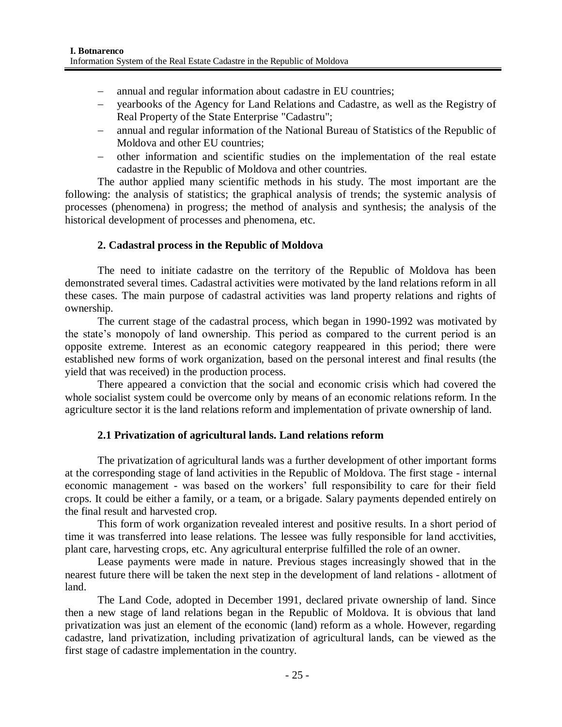- annual and regular information about cadastre in EU countries;
- yearbooks of the Agency for Land Relations and Cadastre, as well as the Registry of Real Property of the State Enterprise "Cadastru";
- annual and regular information of the National Bureau of Statistics of the Republic of Moldova and other EU countries;
- other information and scientific studies on the implementation of the real estate cadastre in the Republic of Moldova and other countries.

The author applied many scientific methods in his study. The most important are the following: the analysis of statistics; the graphical analysis of trends; the systemic analysis of processes (phenomena) in progress; the method of analysis and synthesis; the analysis of the historical development of processes and phenomena, etc.

## 2. Cadastral process in the Republic of Moldova

The need to initiate cadastre on the territory of the Republic of Moldova has been demonstrated several times. Cadastral activities were motivated by the land relations reform in all these cases. The main purpose of cadastral activities was land property relations and rights of ownership.

The current stage of the cadastral process, which began in 1990-1992 was motivated by the state's monopoly of land ownership. This period as compared to the current period is an opposite extreme. Interest as an economic category reappeared in this period; there were established new forms of work organization, based on the personal interest and final results (the yield that was received) in the production process.

There appeared a conviction that the social and economic crisis which had covered the whole socialist system could be overcome only by means of an economic relations reform. In the agriculture sector it is the land relations reform and implementation of private ownership of land.

### 2.1 Privatization of agricultural lands. Land relations reform

The privatization of agricultural lands was a further development of other important forms at the corresponding stage of land activities in the Republic of Moldova. The first stage - internal economic management - was based on the workers' full responsibility to care for their field crops. It could be either a family, or a team, or a brigade. Salary payments depended entirely on the final result and harvested crop.

This form of work organization revealed interest and positive results. In a short period of time it was transferred into lease relations. The lessee was fully responsible for land acctivities, plant care, harvesting crops, etc. Any agricultural enterprise fulfilled the role of an owner.

Lease payments were made in nature. Previous stages increasingly showed that in the nearest future there will be taken the next step in the development of land relations - allotment of land.

The Land Code, adopted in December 1991, declared private ownership of land. Since then a new stage of land relations began in the Republic of Moldova. It is obvious that land privatization was just an element of the economic (land) reform as a whole. However, regarding cadastre, land privatization, including privatization of agricultural lands, can be viewed as the first stage of cadastre implementation in the country.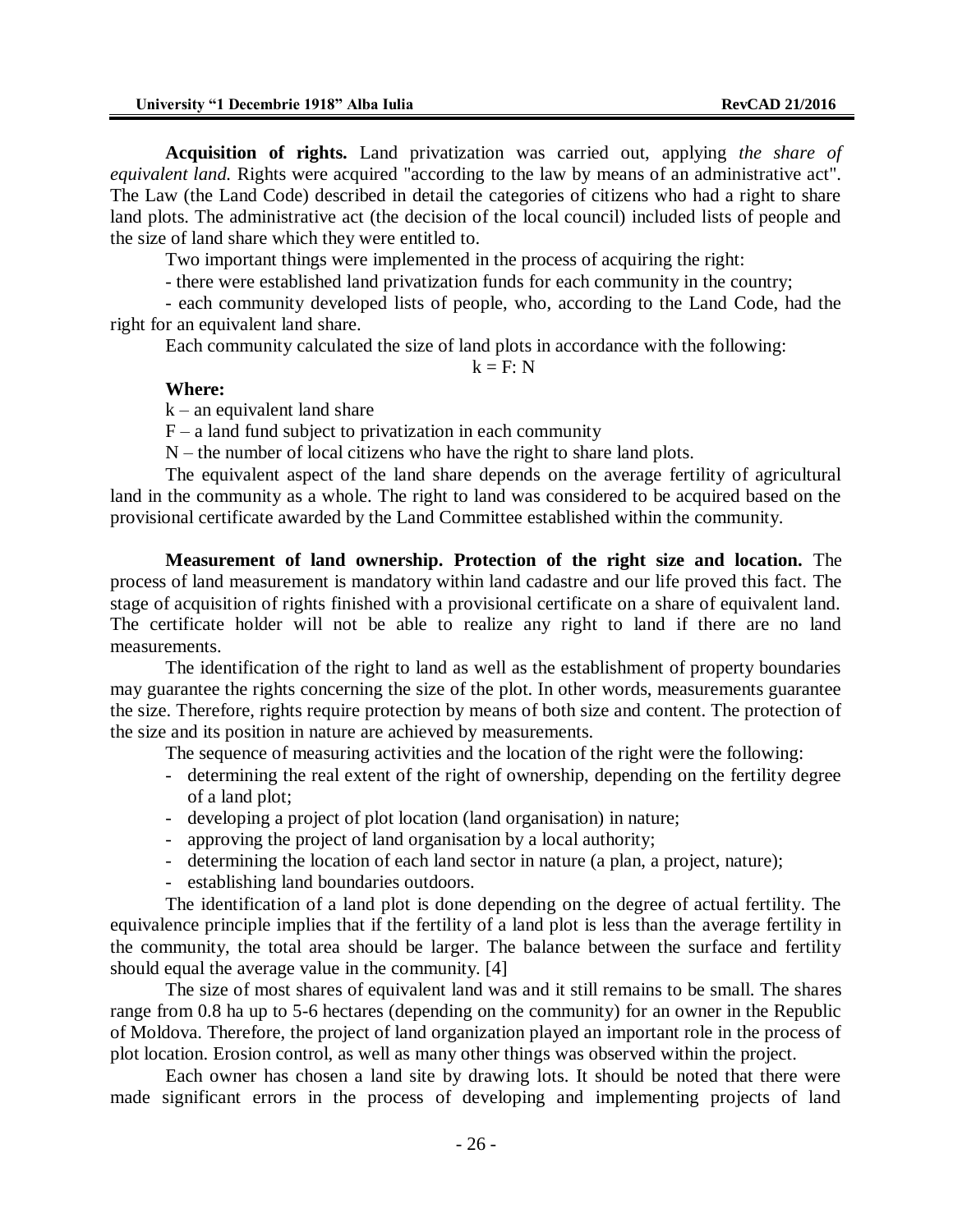**Acquisition of rights.** Land privatization was carried out, applying *the share of equivalent land.* Rights were acquired "according to the law by means of an administrative act". The Law (the Land Code) described in detail the categories of citizens who had a right to share land plots. The administrative act (the decision of the local council) included lists of people and the size of land share which they were entitled to.

Two important things were implemented in the process of acquiring the right:

- there were established land privatization funds for each community in the country;
- each community developed lists of people, who, according to the Land Code, had the right for an equivalent land share.

Each community calculated the size of land plots in accordance with the following:

$$k = F : N$$

**Where:**

k – an equivalent land share

F – a land fund subject to privatization in each community

N – the number of local citizens who have the right to share land plots.

The equivalent aspect of the land share depends on the average fertility of agricultural land in the community as a whole. The right to land was considered to be acquired based on the provisional certificate awarded by the Land Committee established within the community.

**Measurement of land ownership. Protection of the right size and location.** The process of land measurement is mandatory within land cadastre and our life proved this fact. The stage of acquisition of rights finished with a provisional certificate on a share of equivalent land. The certificate holder will not be able to realize any right to land if there are no land measurements.

The identification of the right to land as well as the establishment of property boundaries may guarantee the rights concerning the size of the plot. In other words, measurements guarantee the size. Therefore, rights require protection by means of both size and content. The protection of the size and its position in nature are achieved by measurements.

The sequence of measuring activities and the location of the right were the following:

- determining the real extent of the right of ownership, depending on the fertility degree of a land plot;
- developing a project of plot location (land organisation) in nature;
- approving the project of land organisation by a local authority;
- determining the location of each land sector in nature (a plan, a project, nature);
- establishing land boundaries outdoors.

The identification of a land plot is done depending on the degree of actual fertility. The equivalence principle implies that if the fertility of a land plot is less than the average fertility in the community, the total area should be larger. The balance between the surface and fertility should equal the average value in the community. [4]

The size of most shares of equivalent land was and it still remains to be small. The shares range from 0.8 ha up to 5-6 hectares (depending on the community) for an owner in the Republic of Moldova. Therefore, the project of land organization played an important role in the process of plot location. Erosion control, as well as many other things was observed within the project.

Each owner has chosen a land site by drawing lots. It should be noted that there were made significant errors in the process of developing and implementing projects of land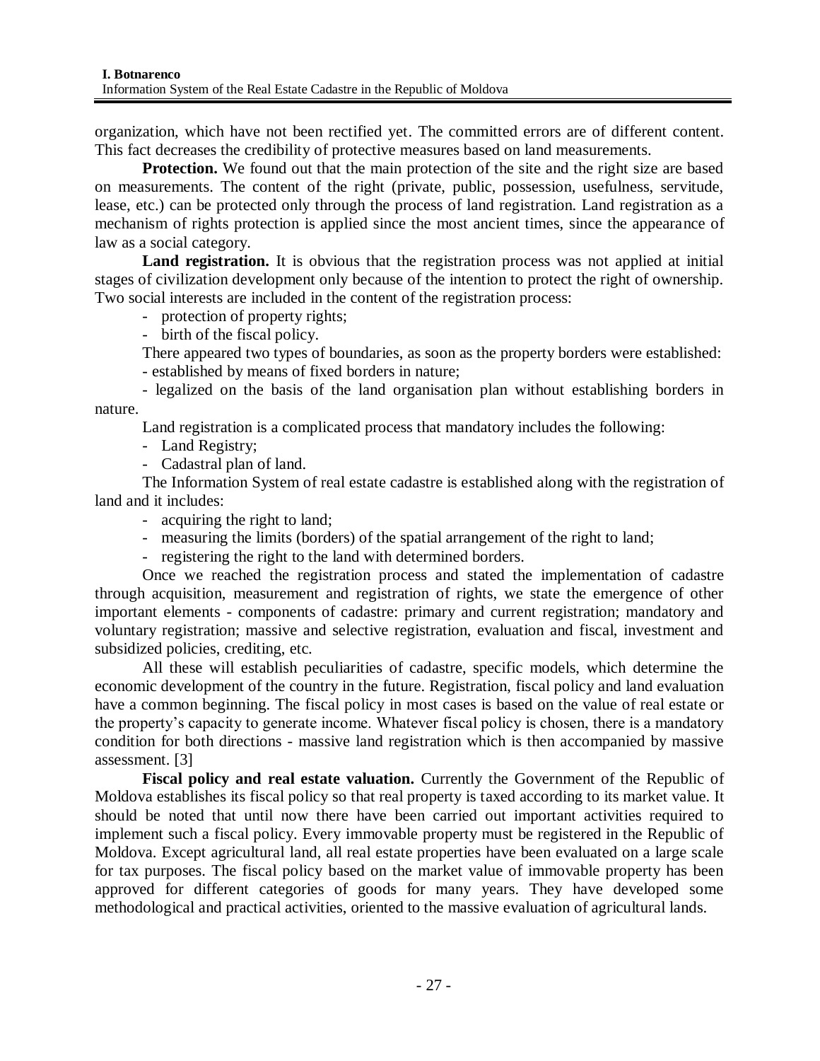organization, which have not been rectified yet. The committed errors are of different content. This fact decreases the credibility of protective measures based on land measurements.

**Protection.** We found out that the main protection of the site and the right size are based on measurements. The content of the right (private, public, possession, usefulness, servitude, lease, etc.) can be protected only through the process of land registration. Land registration as a mechanism of rights protection is applied since the most ancient times, since the appearance of law as a social category.

**Land registration.** It is obvious that the registration process was not applied at initial stages of civilization development only because of the intention to protect the right of ownership. Two social interests are included in the content of the registration process:

- protection of property rights;
- birth of the fiscal policy.

There appeared two types of boundaries, as soon as the property borders were established:

- established by means of fixed borders in nature;
- legalized on the basis of the land organisation plan without establishing borders in nature.

Land registration is a complicated process that mandatory includes the following:

- Land Registry;
- Cadastral plan of land.

The Information System of real estate cadastre is established along with the registration of land and it includes:

- acquiring the right to land;
- measuring the limits (borders) of the spatial arrangement of the right to land;
- registering the right to the land with determined borders.

Once we reached the registration process and stated the implementation of cadastre through acquisition, measurement and registration of rights, we state the emergence of other important elements - components of cadastre: primary and current registration; mandatory and voluntary registration; massive and selective registration, evaluation and fiscal, investment and subsidized policies, crediting, etc.

All these will establish peculiarities of cadastre, specific models, which determine the economic development of the country in the future. Registration, fiscal policy and land evaluation have a common beginning. The fiscal policy in most cases is based on the value of real estate or the property's capacity to generate income. Whatever fiscal policy is chosen, there is a mandatory condition for both directions - massive land registration which is then accompanied by massive assessment. [3]

**Fiscal policy and real estate valuation.** Currently the Government of the Republic of Moldova establishes its fiscal policy so that real property is taxed according to its market value. It should be noted that until now there have been carried out important activities required to implement such a fiscal policy. Every immovable property must be registered in the Republic of Moldova. Except agricultural land, all real estate properties have been evaluated on a large scale for tax purposes. The fiscal policy based on the market value of immovable property has been approved for different categories of goods for many years. They have developed some methodological and practical activities, oriented to the massive evaluation of agricultural lands.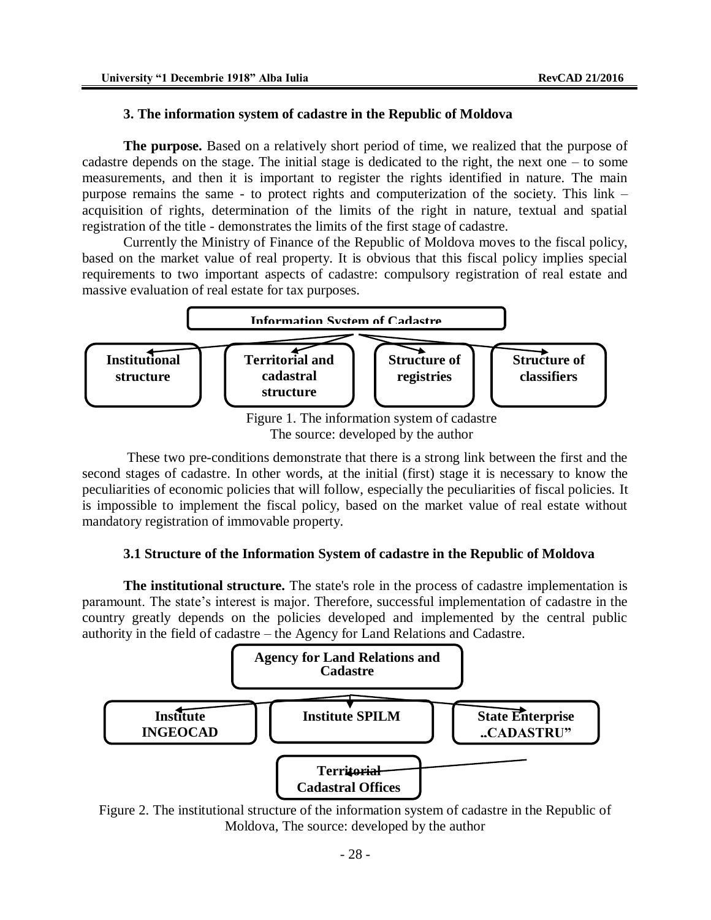## 3. The information system of cadastre in the Republic of Moldova

**The purpose.** Based on a relatively short period of time, we realized that the purpose of cadastre depends on the stage. The initial stage is dedicated to the right, the next one – to some measurements, and then it is important to register the rights identified in nature. The main purpose remains the same - to protect rights and computerization of the society. This link – acquisition of rights, determination of the limits of the right in nature, textual and spatial registration of the title - demonstrates the limits of the first stage of cadastre.

Currently the Ministry of Finance of the Republic of Moldova moves to the fiscal policy, based on the market value of real property. It is obvious that this fiscal policy implies special requirements to two important aspects of cadastre: compulsory registration of real estate and massive evaluation of real estate for tax purposes.

Information System of Cadastre

Institutional structure | Territorial and cadastral structure | Structure of registries | Structure of classifiers

Figure 1. The information system of cadastre
The source: developed by the author

These two pre-conditions demonstrate that there is a strong link between the first and the second stages of cadastre. In other words, at the initial (first) stage it is necessary to know the peculiarities of economic policies that will follow, especially the peculiarities of fiscal policies. It is impossible to implement the fiscal policy, based on the market value of real estate without mandatory registration of immovable property.

### 3.1 Structure of the Information System of cadastre in the Republic of Moldova

**The institutional structure.** The state's role in the process of cadastre implementation is paramount. The state's interest is major. Therefore, successful implementation of cadastre in the country greatly depends on the policies developed and implemented by the central public authority in the field of cadastre – the Agency for Land Relations and Cadastre.

Agency for Land Relations and Cadastre

Institute INGEOCAD | Institute SPILM | State Enterprise ..CADASTRU"

Territorial Cadastral Offices

Figure 2. The institutional structure of the information system of cadastre in the Republic of Moldova, The source: developed by the author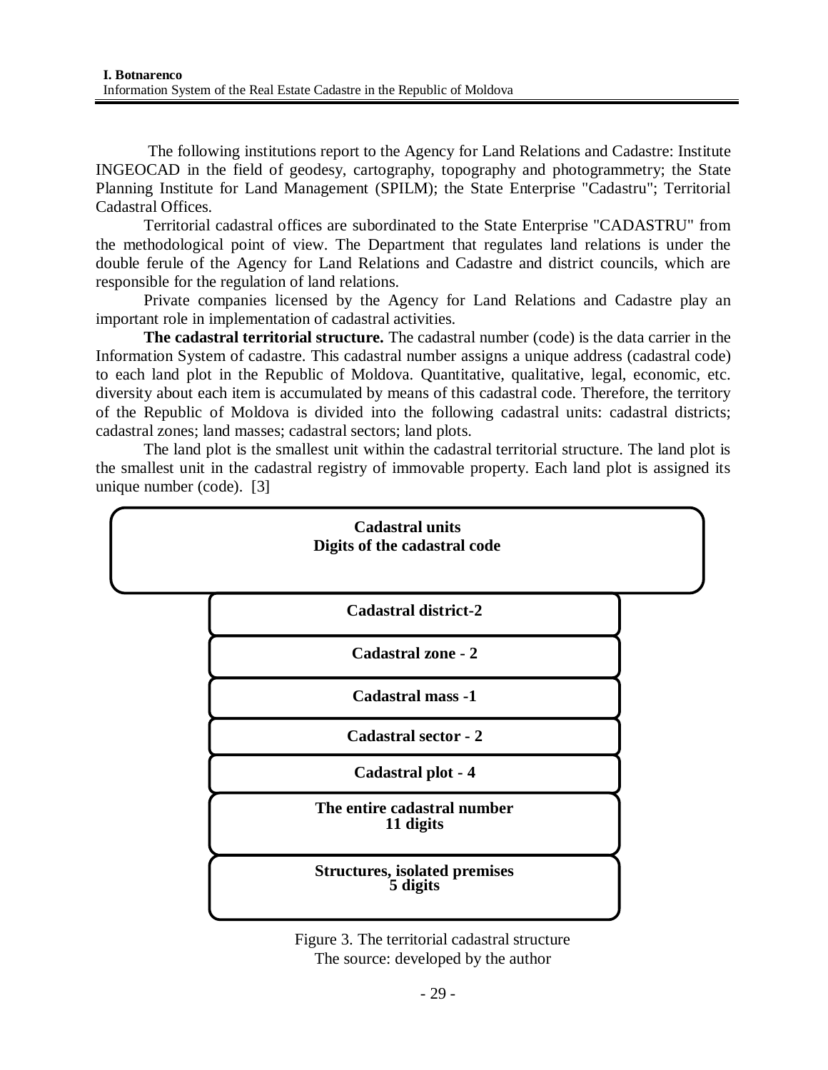The following institutions report to the Agency for Land Relations and Cadastre: Institute INGEOCAD in the field of geodesy, cartography, topography and photogrammetry; the State Planning Institute for Land Management (SPILM); the State Enterprise "Cadastru"; Territorial Cadastral Offices.

Territorial cadastral offices are subordinated to the State Enterprise "CADASTRU" from the methodological point of view. The Department that regulates land relations is under the double ferule of the Agency for Land Relations and Cadastre and district councils, which are responsible for the regulation of land relations.

Private companies licensed by the Agency for Land Relations and Cadastre play an important role in implementation of cadastral activities.

**The cadastral territorial structure.** The cadastral number (code) is the data carrier in the Information System of cadastre. This cadastral number assigns a unique address (cadastral code) to each land plot in the Republic of Moldova. Quantitative, qualitative, legal, economic, etc. diversity about each item is accumulated by means of this cadastral code. Therefore, the territory of the Republic of Moldova is divided into the following cadastral units: cadastral districts; cadastral zones; land masses; cadastral sectors; land plots.

The land plot is the smallest unit within the cadastral territorial structure. The land plot is the smallest unit in the cadastral registry of immovable property. Each land plot is assigned its unique number (code). [3]

**Cadastral units**
**Digits of the cadastral code**

**Cadastral district-2**

**Cadastral zone - 2**

**Cadastral mass -1**

**Cadastral sector - 2**

**Cadastral plot - 4**

**The entire cadastral number**
**11 digits**

**Structures, isolated premises**
**5 digits**

Figure 3. The territorial cadastral structure
The source: developed by the author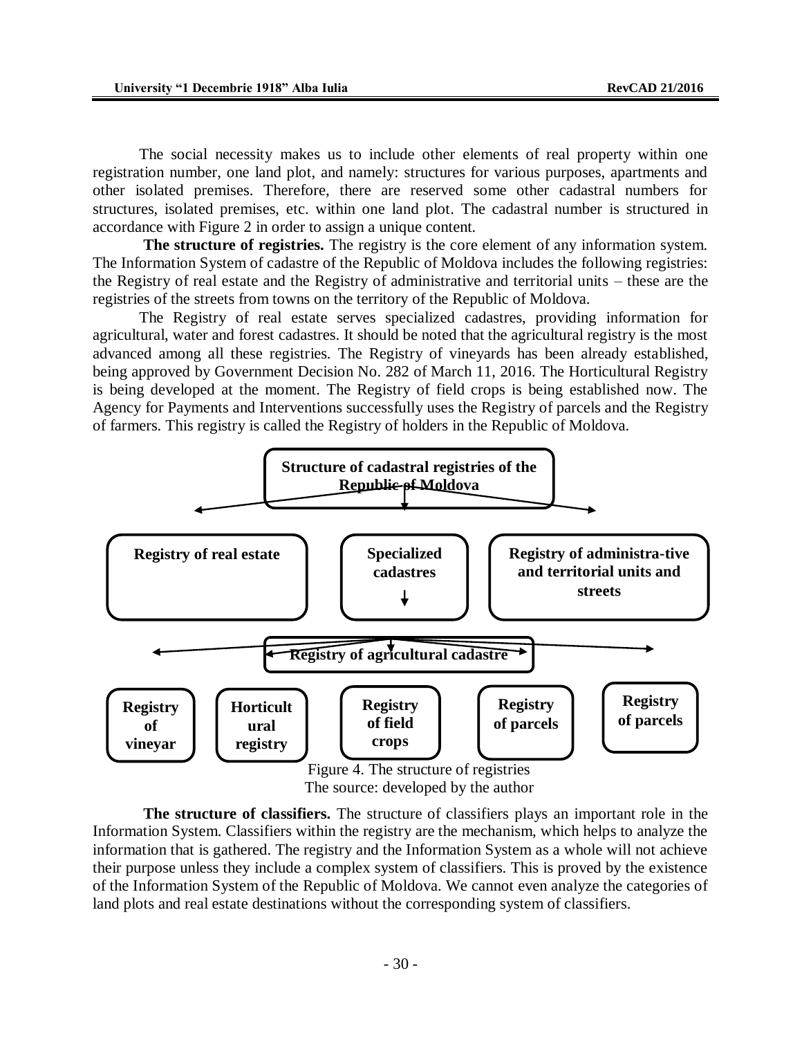The social necessity makes us to include other elements of real property within one registration number, one land plot, and namely: structures for various purposes, apartments and other isolated premises. Therefore, there are reserved some other cadastral numbers for structures, isolated premises, etc. within one land plot. The cadastral number is structured in accordance with Figure 2 in order to assign a unique content.

**The structure of registries.** The registry is the core element of any information system. The Information System of cadastre of the Republic of Moldova includes the following registries: the Registry of real estate and the Registry of administrative and territorial units – these are the registries of the streets from towns on the territory of the Republic of Moldova.

The Registry of real estate serves specialized cadastres, providing information for agricultural, water and forest cadastres. It should be noted that the agricultural registry is the most advanced among all these registries. The Registry of vineyards has been already established, being approved by Government Decision No. 282 of March 11, 2016. The Horticultural Registry is being developed at the moment. The Registry of field crops is being established now. The Agency for Payments and Interventions successfully uses the Registry of parcels and the Registry of farmers. This registry is called the Registry of holders in the Republic of Moldova.

**Structure of cadastral registries of the Republic of Moldova**

- **Registry of real estate**
- **Specialized cadastres**
  - **Registry of agricultural cadastre**
    - **Registry of vineyar**
    - **Horticultural registry**
    - **Registry of field crops**
    - **Registry of parcels**
    - **Registry of parcels**
- **Registry of administra-tive and territorial units and streets**

Figure 4. The structure of registries
The source: developed by the author

**The structure of classifiers.** The structure of classifiers plays an important role in the Information System. Classifiers within the registry are the mechanism, which helps to analyze the information that is gathered. The registry and the Information System as a whole will not achieve their purpose unless they include a complex system of classifiers. This is proved by the existence of the Information System of the Republic of Moldova. We cannot even analyze the categories of land plots and real estate destinations without the corresponding system of classifiers.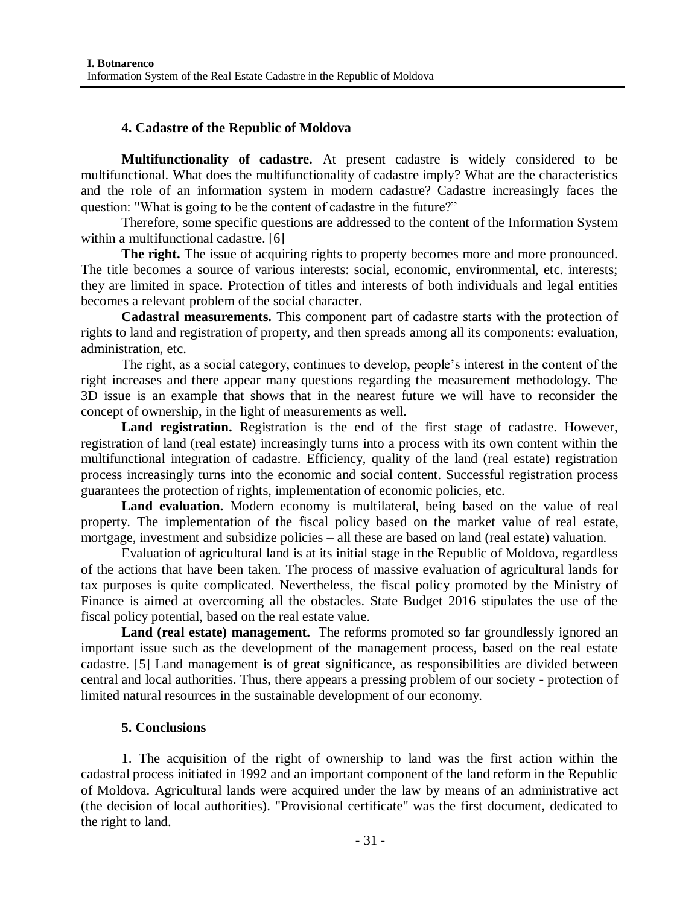## 4. Cadastre of the Republic of Moldova

**Multifunctionality of cadastre.** At present cadastre is widely considered to be multifunctional. What does the multifunctionality of cadastre imply? What are the characteristics and the role of an information system in modern cadastre? Cadastre increasingly faces the question: "What is going to be the content of cadastre in the future?"

Therefore, some specific questions are addressed to the content of the Information System within a multifunctional cadastre. [6]

**The right.** The issue of acquiring rights to property becomes more and more pronounced. The title becomes a source of various interests: social, economic, environmental, etc. interests; they are limited in space. Protection of titles and interests of both individuals and legal entities becomes a relevant problem of the social character.

**Cadastral measurements.** This component part of cadastre starts with the protection of rights to land and registration of property, and then spreads among all its components: evaluation, administration, etc.

The right, as a social category, continues to develop, people's interest in the content of the right increases and there appear many questions regarding the measurement methodology. The 3D issue is an example that shows that in the nearest future we will have to reconsider the concept of ownership, in the light of measurements as well.

**Land registration.** Registration is the end of the first stage of cadastre. However, registration of land (real estate) increasingly turns into a process with its own content within the multifunctional integration of cadastre. Efficiency, quality of the land (real estate) registration process increasingly turns into the economic and social content. Successful registration process guarantees the protection of rights, implementation of economic policies, etc.

**Land evaluation.** Modern economy is multilateral, being based on the value of real property. The implementation of the fiscal policy based on the market value of real estate, mortgage, investment and subsidize policies – all these are based on land (real estate) valuation.

Evaluation of agricultural land is at its initial stage in the Republic of Moldova, regardless of the actions that have been taken. The process of massive evaluation of agricultural lands for tax purposes is quite complicated. Nevertheless, the fiscal policy promoted by the Ministry of Finance is aimed at overcoming all the obstacles. State Budget 2016 stipulates the use of the fiscal policy potential, based on the real estate value.

**Land (real estate) management.** The reforms promoted so far groundlessly ignored an important issue such as the development of the management process, based on the real estate cadastre. [5] Land management is of great significance, as responsibilities are divided between central and local authorities. Thus, there appears a pressing problem of our society - protection of limited natural resources in the sustainable development of our economy.

## 5. Conclusions

1. The acquisition of the right of ownership to land was the first action within the cadastral process initiated in 1992 and an important component of the land reform in the Republic of Moldova. Agricultural lands were acquired under the law by means of an administrative act (the decision of local authorities). "Provisional certificate" was the first document, dedicated to the right to land.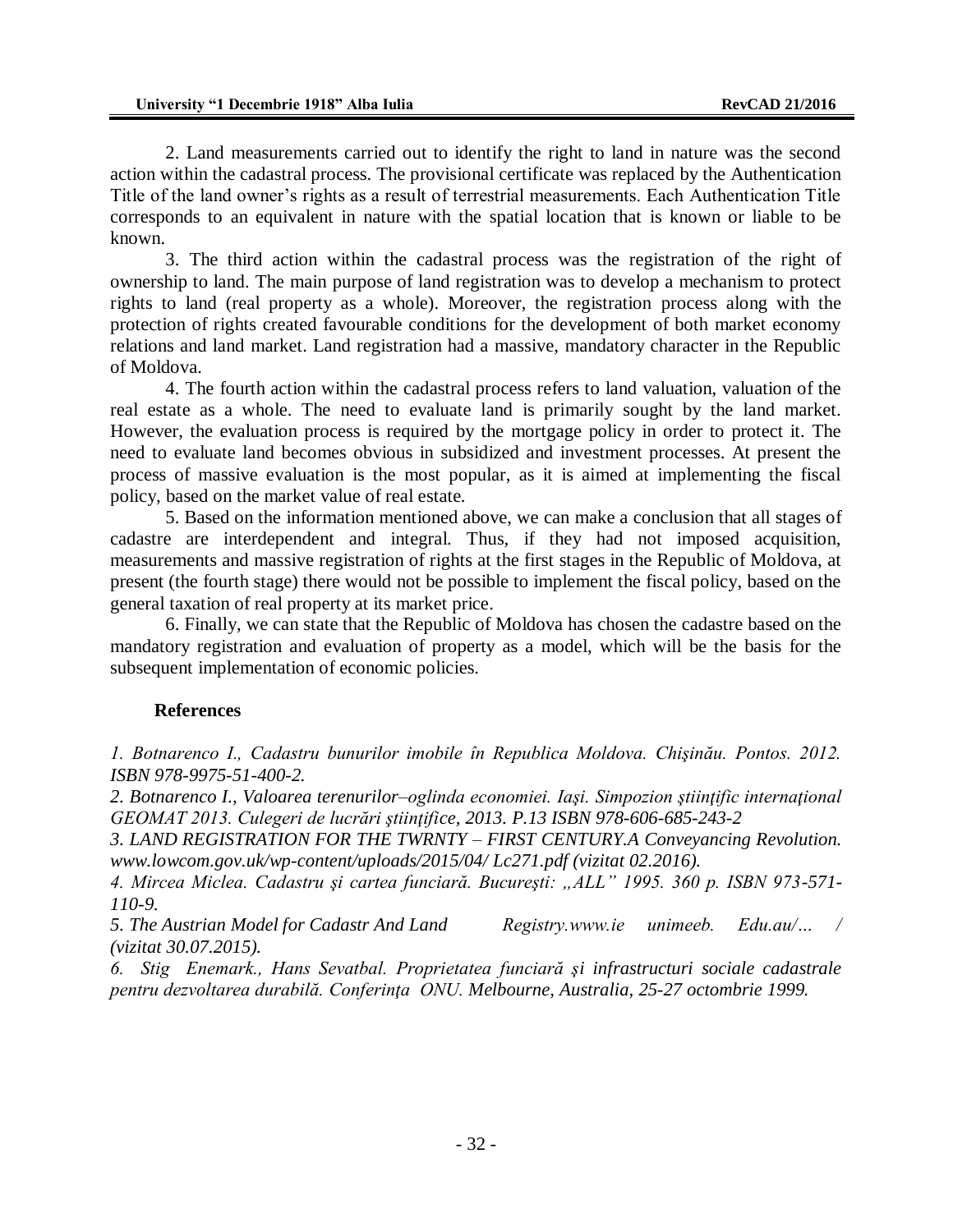2. Land measurements carried out to identify the right to land in nature was the second action within the cadastral process. The provisional certificate was replaced by the Authentication Title of the land owner's rights as a result of terrestrial measurements. Each Authentication Title corresponds to an equivalent in nature with the spatial location that is known or liable to be known.

3. The third action within the cadastral process was the registration of the right of ownership to land. The main purpose of land registration was to develop a mechanism to protect rights to land (real property as a whole). Moreover, the registration process along with the protection of rights created favourable conditions for the development of both market economy relations and land market. Land registration had a massive, mandatory character in the Republic of Moldova.

4. The fourth action within the cadastral process refers to land valuation, valuation of the real estate as a whole. The need to evaluate land is primarily sought by the land market. However, the evaluation process is required by the mortgage policy in order to protect it. The need to evaluate land becomes obvious in subsidized and investment processes. At present the process of massive evaluation is the most popular, as it is aimed at implementing the fiscal policy, based on the market value of real estate.

5. Based on the information mentioned above, we can make a conclusion that all stages of cadastre are interdependent and integral. Thus, if they had not imposed acquisition, measurements and massive registration of rights at the first stages in the Republic of Moldova, at present (the fourth stage) there would not be possible to implement the fiscal policy, based on the general taxation of real property at its market price.

6. Finally, we can state that the Republic of Moldova has chosen the cadastre based on the mandatory registration and evaluation of property as a model, which will be the basis for the subsequent implementation of economic policies.

### References

*1. Botnarenco I., Cadastru bunurilor imobile în Republica Moldova. Chişinău. Pontos. 2012. ISBN 978-9975-51-400-2.*

*2. Botnarenco I., Valoarea terenurilor–oglinda economiei. Iaşi. Simpozion ştiinţific internaţional GEOMAT 2013. Culegeri de lucrări ştiinţifice, 2013. P.13 ISBN 978-606-685-243-2*

*3. LAND REGISTRATION FOR THE TWRNTY – FIRST CENTURY.A Conveyancing Revolution. www.lowcom.gov.uk/wp-content/uploads/2015/04/ Lc271.pdf (vizitat 02.2016).*

*4. Mircea Miclea. Cadastru şi cartea funciară. Bucureşti: „ALL" 1995. 360 p. ISBN 973-571-110-9.*

*5. The Austrian Model for Cadastr And Land Registry.www.ie unimeeb. Edu.au/… / (vizitat 30.07.2015).*

*6. Stig Enemark., Hans Sevatbal. Proprietatea funciară şi infrastructuri sociale cadastrale pentru dezvoltarea durabilă. Conferinţa ONU. Melbourne, Australia, 25-27 octombrie 1999.*